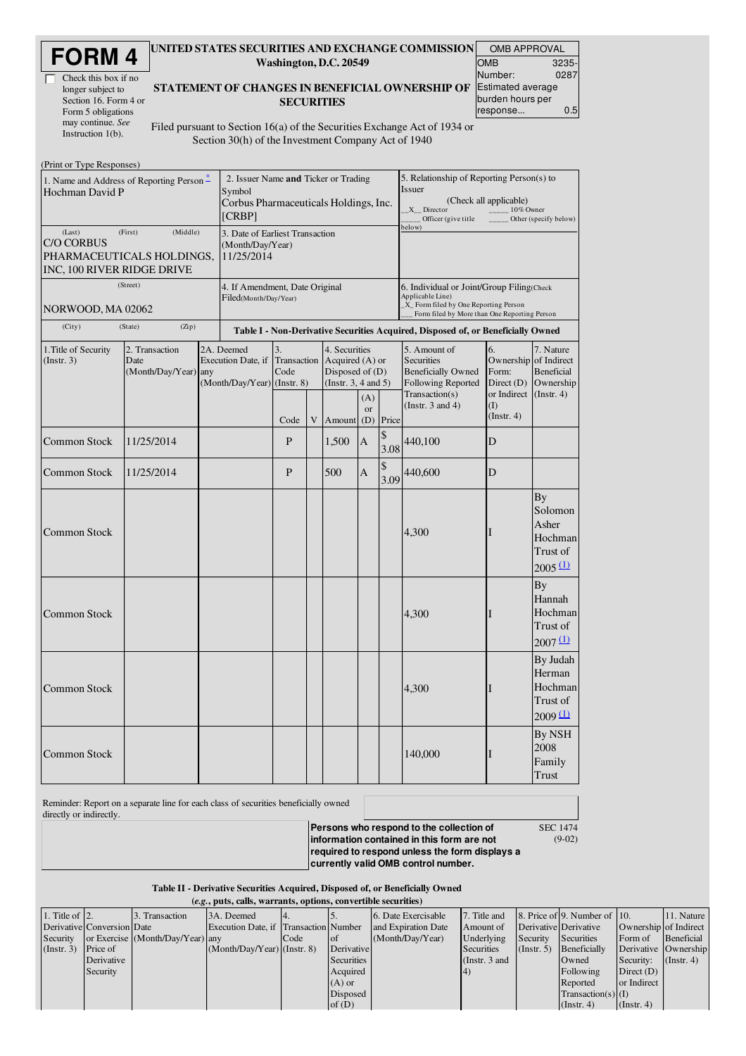# FORM 4

☐ Check this box if no longer subject to Section 16. Form 4 or Form 5 obligations may continue. *See* Instruction 1(b).

**UNITED STATES SECURITIES AND EXCHANGE COMMISSION**
**Washington, D.C. 20549**

**STATEMENT OF CHANGES IN BENEFICIAL OWNERSHIP OF SECURITIES**

Filed pursuant to Section 16(a) of the Securities Exchange Act of 1934 or Section 30(h) of the Investment Company Act of 1940

| OMB APPROVAL | |
|---|---|
| OMB Number: | 3235-0287 |
| Estimated average burden hours per response... | 0.5 |

(Print or Type Responses)

| 1. Name and Address of Reporting Person * | 2. Issuer Name **and** Ticker or Trading Symbol | 5. Relationship of Reporting Person(s) to Issuer |
|---|---|---|
| Hochman David P | Corbus Pharmaceuticals Holdings, Inc. [CRBP] | (Check all applicable) _X_ Director ___ 10% Owner ___ Officer (give title below) ___ Other (specify below) |
| (Last) (First) (Middle) C/O CORBUS PHARMACEUTICALS HOLDINGS, INC, 100 RIVER RIDGE DRIVE | 3. Date of Earliest Transaction (Month/Day/Year) 11/25/2014 | |
| (Street) NORWOOD, MA 02062 | 4. If Amendment, Date Original Filed(Month/Day/Year) | 6. Individual or Joint/Group Filing(Check Applicable Line) _X_ Form filed by One Reporting Person ___ Form filed by More than One Reporting Person |
| (City) (State) (Zip) | | |

**Table I - Non-Derivative Securities Acquired, Disposed of, or Beneficially Owned**

| 1.Title of Security (Instr. 3) | 2. Transaction Date (Month/Day/Year) | 2A. Deemed Execution Date, if any (Month/Day/Year) | 3. Transaction Code (Instr. 8) | | 4. Securities Acquired (A) or Disposed of (D) (Instr. 3, 4 and 5) | | | 5. Amount of Securities Beneficially Owned Following Reported Transaction(s) (Instr. 3 and 4) | 6. Ownership Form: Direct (D) or Indirect (I) (Instr. 4) | 7. Nature of Indirect Beneficial Ownership (Instr. 4) |
|---|---|---|---|---|---|---|---|---|---|---|
| | | | Code | V | Amount | (A) or (D) | Price | | | |
| Common Stock | 11/25/2014 | | P | | 1,500 | A | $ 3.08 | 440,100 | D | |
| Common Stock | 11/25/2014 | | P | | 500 | A | $ 3.09 | 440,600 | D | |
| Common Stock | | | | | | | | 4,300 | I | By Solomon Asher Hochman Trust of 2005 (1) |
| Common Stock | | | | | | | | 4,300 | I | By Hannah Hochman Trust of 2007 (1) |
| Common Stock | | | | | | | | 4,300 | I | By Judah Herman Hochman Trust of 2009 (1) |
| Common Stock | | | | | | | | 140,000 | I | By NSH 2008 Family Trust |

Reminder: Report on a separate line for each class of securities beneficially owned directly or indirectly.

**Persons who respond to the collection of information contained in this form are not required to respond unless the form displays a currently valid OMB control number.**

SEC 1474 (9-02)

**Table II - Derivative Securities Acquired, Disposed of, or Beneficially Owned**
***(e.g.*, puts, calls, warrants, options, convertible securities)**

| 1. Title of Derivative Security (Instr. 3) | 2. Conversion or Exercise Price of Derivative Security | 3. Transaction Date (Month/Day/Year) | 3A. Deemed Execution Date, if any (Month/Day/Year) | 4. Transaction Code (Instr. 8) | 5. Number of Derivative Securities Acquired (A) or Disposed of (D) | 6. Date Exercisable and Expiration Date (Month/Day/Year) | 7. Title and Amount of Underlying Securities (Instr. 3 and 4) | 8. Price of Derivative Security (Instr. 5) | 9. Number of Derivative Securities Beneficially Owned Following Reported Transaction(s) (Instr. 4) | 10. Ownership Form of Derivative Security: Direct (D) or Indirect (I) (Instr. 4) | 11. Nature of Indirect Beneficial Ownership (Instr. 4) |
|---|---|---|---|---|---|---|---|---|---|---|---|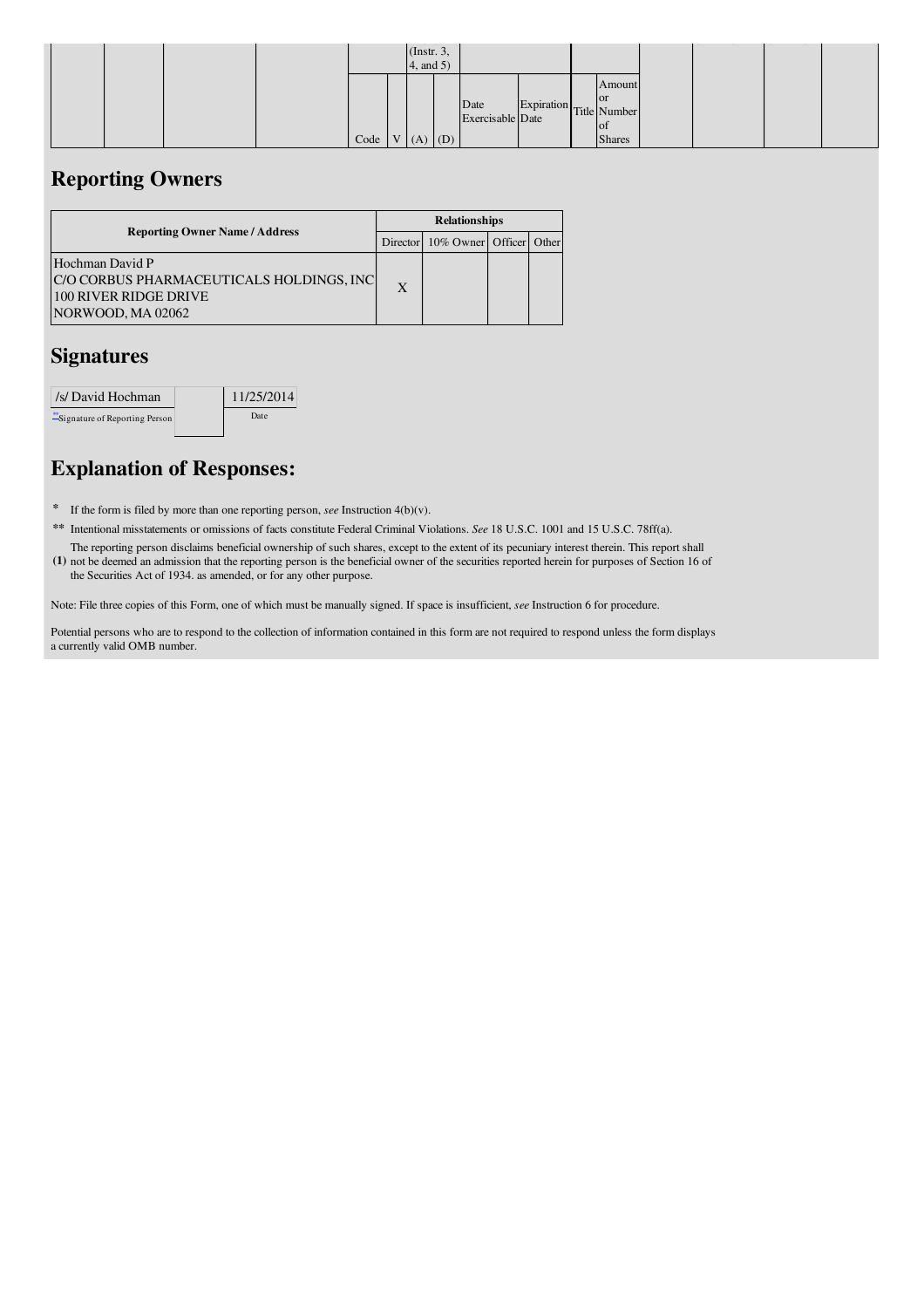| | | | | (Instr. 3, 4, and 5) | | | | | | | | | | | |
|---|---|---|---|---|---|---|---|---|---|---|---|---|---|---|---|
| | | | | Code | V | (A) | (D) | Date Exercisable | Expiration Date | Title | Amount or Number of Shares | | | | |

## Reporting Owners

| Reporting Owner Name / Address | Relationships | | | |
|---|---|---|---|---|
| | Director | 10% Owner | Officer | Other |
| Hochman David P<br>C/O CORBUS PHARMACEUTICALS HOLDINGS, INC<br>100 RIVER RIDGE DRIVE<br>NORWOOD, MA 02062 | X | | | |

## Signatures

| /s/ David Hochman | | 11/25/2014 |
|---|---|---|
| **Signature of Reporting Person | | Date |

## Explanation of Responses:

\* If the form is filed by more than one reporting person, *see* Instruction 4(b)(v).

\*\* Intentional misstatements or omissions of facts constitute Federal Criminal Violations. *See* 18 U.S.C. 1001 and 15 U.S.C. 78ff(a).

**(1)** The reporting person disclaims beneficial ownership of such shares, except to the extent of its pecuniary interest therein. This report shall not be deemed an admission that the reporting person is the beneficial owner of the securities reported herein for purposes of Section 16 of the Securities Act of 1934. as amended, or for any other purpose.

Note: File three copies of this Form, one of which must be manually signed. If space is insufficient, *see* Instruction 6 for procedure.

Potential persons who are to respond to the collection of information contained in this form are not required to respond unless the form displays a currently valid OMB number.